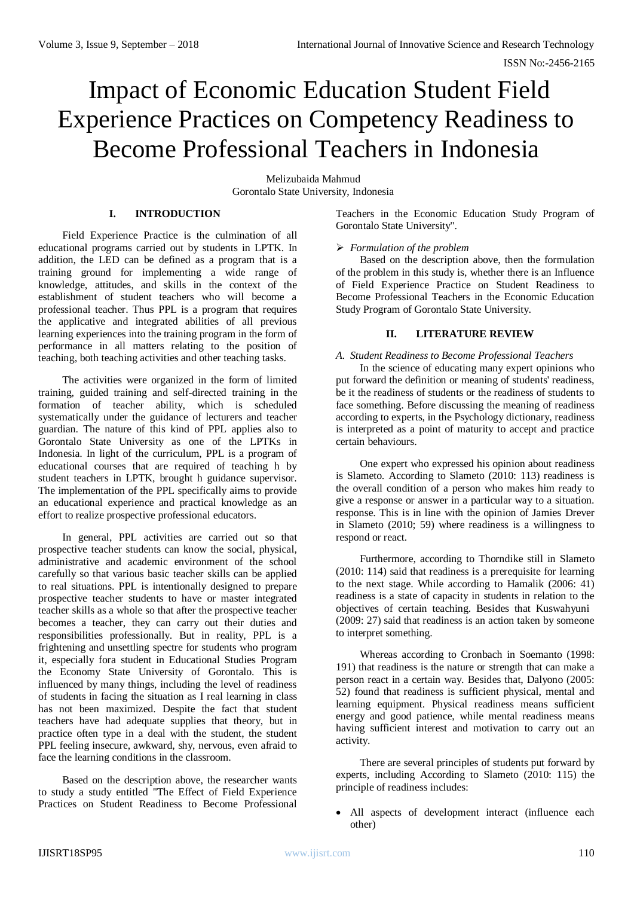# Impact of Economic Education Student Field Experience Practices on Competency Readiness to Become Professional Teachers in Indonesia

Melizubaida Mahmud
Gorontalo State University, Indonesia

## I. INTRODUCTION

Field Experience Practice is the culmination of all educational programs carried out by students in LPTK. In addition, the LED can be defined as a program that is a training ground for implementing a wide range of knowledge, attitudes, and skills in the context of the establishment of student teachers who will become a professional teacher. Thus PPL is a program that requires the applicative and integrated abilities of all previous learning experiences into the training program in the form of performance in all matters relating to the position of teaching, both teaching activities and other teaching tasks.

The activities were organized in the form of limited training, guided training and self-directed training in the formation of teacher ability, which is scheduled systematically under the guidance of lecturers and teacher guardian. The nature of this kind of PPL applies also to Gorontalo State University as one of the LPTKs in Indonesia. In light of the curriculum, PPL is a program of educational courses that are required of teaching h by student teachers in LPTK, brought h guidance supervisor. The implementation of the PPL specifically aims to provide an educational experience and practical knowledge as an effort to realize prospective professional educators.

In general, PPL activities are carried out so that prospective teacher students can know the social, physical, administrative and academic environment of the school carefully so that various basic teacher skills can be applied to real situations. PPL is intentionally designed to prepare prospective teacher students to have or master integrated teacher skills as a whole so that after the prospective teacher becomes a teacher, they can carry out their duties and responsibilities professionally. But in reality, PPL is a frightening and unsettling spectre for students who program it, especially fora student in Educational Studies Program the Economy State University of Gorontalo. This is influenced by many things, including the level of readiness of students in facing the situation as I real learning in class has not been maximized. Despite the fact that student teachers have had adequate supplies that theory, but in practice often type in a deal with the student, the student PPL feeling insecure, awkward, shy, nervous, even afraid to face the learning conditions in the classroom.

Based on the description above, the researcher wants to study a study entitled "The Effect of Field Experience Practices on Student Readiness to Become Professional Teachers in the Economic Education Study Program of Gorontalo State University".

- *Formulation of the problem*

Based on the description above, then the formulation of the problem in this study is, whether there is an Influence of Field Experience Practice on Student Readiness to Become Professional Teachers in the Economic Education Study Program of Gorontalo State University.

## II. LITERATURE REVIEW

### *A. Student Readiness to Become Professional Teachers*

In the science of educating many expert opinions who put forward the definition or meaning of students' readiness, be it the readiness of students or the readiness of students to face something. Before discussing the meaning of readiness according to experts, in the Psychology dictionary, readiness is interpreted as a point of maturity to accept and practice certain behaviours.

One expert who expressed his opinion about readiness is Slameto. According to Slameto (2010: 113) readiness is the overall condition of a person who makes him ready to give a response or answer in a particular way to a situation. response. This is in line with the opinion of Jamies Drever in Slameto (2010; 59) where readiness is a willingness to respond or react.

Furthermore, according to Thorndike still in Slameto (2010: 114) said that readiness is a prerequisite for learning to the next stage. While according to Hamalik (2006: 41) readiness is a state of capacity in students in relation to the objectives of certain teaching. Besides that Kuswahyuni (2009: 27) said that readiness is an action taken by someone to interpret something.

Whereas according to Cronbach in Soemanto (1998: 191) that readiness is the nature or strength that can make a person react in a certain way. Besides that, Dalyono (2005: 52) found that readiness is sufficient physical, mental and learning equipment. Physical readiness means sufficient energy and good patience, while mental readiness means having sufficient interest and motivation to carry out an activity.

There are several principles of students put forward by experts, including According to Slameto (2010: 115) the principle of readiness includes:

- All aspects of development interact (influence each other)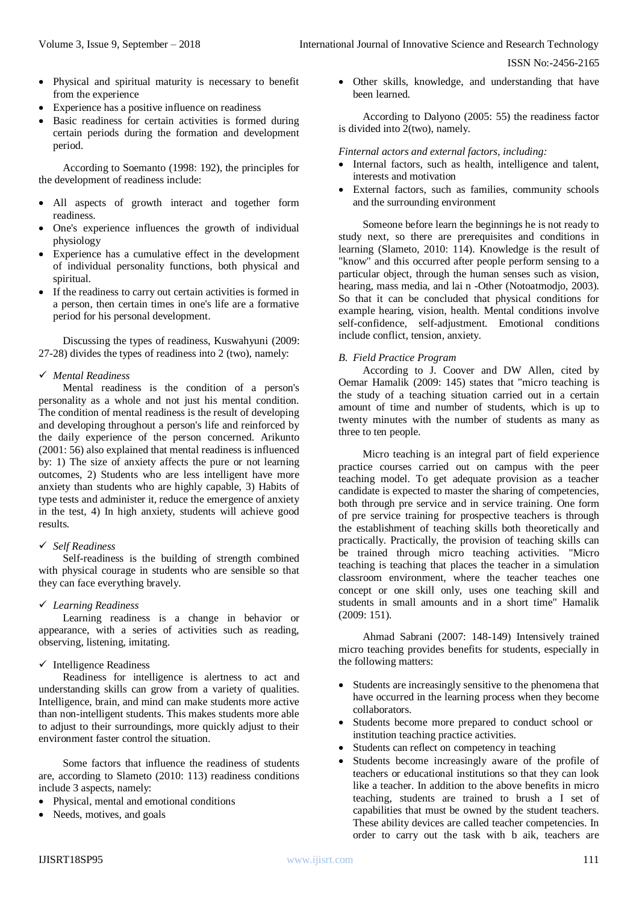- Physical and spiritual maturity is necessary to benefit from the experience
- Experience has a positive influence on readiness
- Basic readiness for certain activities is formed during certain periods during the formation and development period.

According to Soemanto (1998: 192), the principles for the development of readiness include:

- All aspects of growth interact and together form readiness.
- One's experience influences the growth of individual physiology
- Experience has a cumulative effect in the development of individual personality functions, both physical and spiritual.
- If the readiness to carry out certain activities is formed in a person, then certain times in one's life are a formative period for his personal development.

Discussing the types of readiness, Kuswahyuni (2009: 27-28) divides the types of readiness into 2 (two), namely:

✓ *Mental Readiness*

Mental readiness is the condition of a person's personality as a whole and not just his mental condition. The condition of mental readiness is the result of developing and developing throughout a person's life and reinforced by the daily experience of the person concerned. Arikunto (2001: 56) also explained that mental readiness is influenced by: 1) The size of anxiety affects the pure or not learning outcomes, 2) Students who are less intelligent have more anxiety than students who are highly capable, 3) Habits of type tests and administer it, reduce the emergence of anxiety in the test, 4) In high anxiety, students will achieve good results.

✓ *Self Readiness*

Self-readiness is the building of strength combined with physical courage in students who are sensible so that they can face everything bravely.

✓ *Learning Readiness*

Learning readiness is a change in behavior or appearance, with a series of activities such as reading, observing, listening, imitating.

✓ Intelligence Readiness

Readiness for intelligence is alertness to act and understanding skills can grow from a variety of qualities. Intelligence, brain, and mind can make students more active than non-intelligent students. This makes students more able to adjust to their surroundings, more quickly adjust to their environment faster control the situation.

Some factors that influence the readiness of students are, according to Slameto (2010: 113) readiness conditions include 3 aspects, namely:

- Physical, mental and emotional conditions
- Needs, motives, and goals
- Other skills, knowledge, and understanding that have been learned.

According to Dalyono (2005: 55) the readiness factor is divided into 2(two), namely.

*Finternal actors and external factors, including:*

- Internal factors, such as health, intelligence and talent, interests and motivation
- External factors, such as families, community schools and the surrounding environment

Someone before learn the beginnings he is not ready to study next, so there are prerequisites and conditions in learning (Slameto, 2010: 114). Knowledge is the result of "know" and this occurred after people perform sensing to a particular object, through the human senses such as vision, hearing, mass media, and lai n -Other (Notoatmodjo, 2003). So that it can be concluded that physical conditions for example hearing, vision, health. Mental conditions involve self-confidence, self-adjustment. Emotional conditions include conflict, tension, anxiety.

### *B. Field Practice Program*

According to J. Coover and DW Allen, cited by Oemar Hamalik (2009: 145) states that "micro teaching is the study of a teaching situation carried out in a certain amount of time and number of students, which is up to twenty minutes with the number of students as many as three to ten people.

Micro teaching is an integral part of field experience practice courses carried out on campus with the peer teaching model. To get adequate provision as a teacher candidate is expected to master the sharing of competencies, both through pre service and in service training. One form of pre service training for prospective teachers is through the establishment of teaching skills both theoretically and practically. Practically, the provision of teaching skills can be trained through micro teaching activities. "Micro teaching is teaching that places the teacher in a simulation classroom environment, where the teacher teaches one concept or one skill only, uses one teaching skill and students in small amounts and in a short time" Hamalik (2009: 151).

Ahmad Sabrani (2007: 148-149) Intensively trained micro teaching provides benefits for students, especially in the following matters:

- Students are increasingly sensitive to the phenomena that have occurred in the learning process when they become collaborators.
- Students become more prepared to conduct school or institution teaching practice activities.
- Students can reflect on competency in teaching
- Students become increasingly aware of the profile of teachers or educational institutions so that they can look like a teacher. In addition to the above benefits in micro teaching, students are trained to brush a I set of capabilities that must be owned by the student teachers. These ability devices are called teacher competencies. In order to carry out the task with b aik, teachers are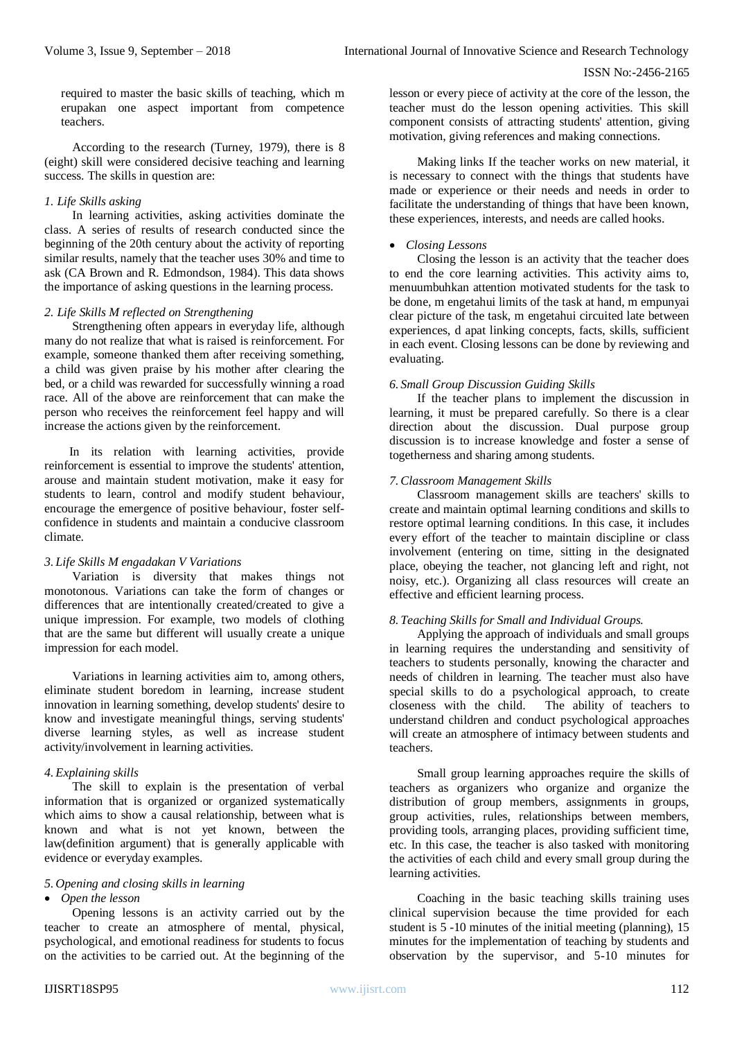required to master the basic skills of teaching, which m erupakan one aspect important from competence teachers.

According to the research (Turney, 1979), there is 8 (eight) skill were considered decisive teaching and learning success. The skills in question are:

*1. Life Skills asking*

In learning activities, asking activities dominate the class. A series of results of research conducted since the beginning of the 20th century about the activity of reporting similar results, namely that the teacher uses 30% and time to ask (CA Brown and R. Edmondson, 1984). This data shows the importance of asking questions in the learning process.

*2. Life Skills M reflected on Strengthening*

Strengthening often appears in everyday life, although many do not realize that what is raised is reinforcement. For example, someone thanked them after receiving something, a child was given praise by his mother after clearing the bed, or a child was rewarded for successfully winning a road race. All of the above are reinforcement that can make the person who receives the reinforcement feel happy and will increase the actions given by the reinforcement.

In its relation with learning activities, provide reinforcement is essential to improve the students' attention, arouse and maintain student motivation, make it easy for students to learn, control and modify student behaviour, encourage the emergence of positive behaviour, foster self-confidence in students and maintain a conducive classroom climate.

*3. Life Skills M engadakan V Variations*

Variation is diversity that makes things not monotonous. Variations can take the form of changes or differences that are intentionally created/created to give a unique impression. For example, two models of clothing that are the same but different will usually create a unique impression for each model.

Variations in learning activities aim to, among others, eliminate student boredom in learning, increase student innovation in learning something, develop students' desire to know and investigate meaningful things, serving students' diverse learning styles, as well as increase student activity/involvement in learning activities.

*4. Explaining skills*

The skill to explain is the presentation of verbal information that is organized or organized systematically which aims to show a causal relationship, between what is known and what is not yet known, between the law(definition argument) that is generally applicable with evidence or everyday examples.

*5. Opening and closing skills in learning*

- *Open the lesson*

Opening lessons is an activity carried out by the teacher to create an atmosphere of mental, physical, psychological, and emotional readiness for students to focus on the activities to be carried out. At the beginning of the lesson or every piece of activity at the core of the lesson, the teacher must do the lesson opening activities. This skill component consists of attracting students' attention, giving motivation, giving references and making connections.

Making links If the teacher works on new material, it is necessary to connect with the things that students have made or experience or their needs and needs in order to facilitate the understanding of things that have been known, these experiences, interests, and needs are called hooks.

- *Closing Lessons*

Closing the lesson is an activity that the teacher does to end the core learning activities. This activity aims to, menuumbuhkan attention motivated students for the task to be done, m engetahui limits of the task at hand, m empunyai clear picture of the task, m engetahui circuited late between experiences, d apat linking concepts, facts, skills, sufficient in each event. Closing lessons can be done by reviewing and evaluating.

*6. Small Group Discussion Guiding Skills*

If the teacher plans to implement the discussion in learning, it must be prepared carefully. So there is a clear direction about the discussion. Dual purpose group discussion is to increase knowledge and foster a sense of togetherness and sharing among students.

*7. Classroom Management Skills*

Classroom management skills are teachers' skills to create and maintain optimal learning conditions and skills to restore optimal learning conditions. In this case, it includes every effort of the teacher to maintain discipline or class involvement (entering on time, sitting in the designated place, obeying the teacher, not glancing left and right, not noisy, etc.). Organizing all class resources will create an effective and efficient learning process.

*8. Teaching Skills for Small and Individual Groups.*

Applying the approach of individuals and small groups in learning requires the understanding and sensitivity of teachers to students personally, knowing the character and needs of children in learning. The teacher must also have special skills to do a psychological approach, to create closeness with the child. The ability of teachers to understand children and conduct psychological approaches will create an atmosphere of intimacy between students and teachers.

Small group learning approaches require the skills of teachers as organizers who organize and organize the distribution of group members, assignments in groups, group activities, rules, relationships between members, providing tools, arranging places, providing sufficient time, etc. In this case, the teacher is also tasked with monitoring the activities of each child and every small group during the learning activities.

Coaching in the basic teaching skills training uses clinical supervision because the time provided for each student is 5 -10 minutes of the initial meeting (planning), 15 minutes for the implementation of teaching by students and observation by the supervisor, and 5-10 minutes for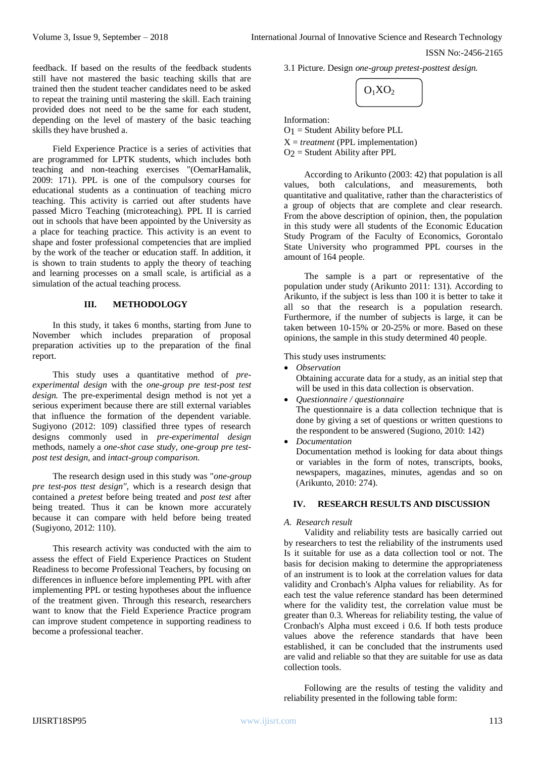feedback. If based on the results of the feedback students still have not mastered the basic teaching skills that are trained then the student teacher candidates need to be asked to repeat the training until mastering the skill. Each training provided does not need to be the same for each student, depending on the level of mastery of the basic teaching skills they have brushed a.

Field Experience Practice is a series of activities that are programmed for LPTK students, which includes both teaching and non-teaching exercises "(OemarHamalik, 2009: 171). PPL is one of the compulsory courses for educational students as a continuation of teaching micro teaching. This activity is carried out after students have passed Micro Teaching (microteaching). PPL II is carried out in schools that have been appointed by the University as a place for teaching practice. This activity is an event to shape and foster professional competencies that are implied by the work of the teacher or education staff. In addition, it is shown to train students to apply the theory of teaching and learning processes on a small scale, is artificial as a simulation of the actual teaching process.

## III. METHODOLOGY

In this study, it takes 6 months, starting from June to November which includes preparation of proposal preparation activities up to the preparation of the final report.

This study uses a quantitative method of *pre-experimental design* with the *one-group pre test-post test design.* The pre-experimental design method is not yet a serious experiment because there are still external variables that influence the formation of the dependent variable. Sugiyono (2012: 109) classified three types of research designs commonly used in *pre-experimental design* methods, namely a *one-shot case study*, *one-group pre test-post test design*, and *intact-group comparison.*

The research design used in this study was "*one-group pre test-pos ttest design"*, which is a research design that contained a *pretest* before being treated and *post test* after being treated. Thus it can be known more accurately because it can compare with held before being treated (Sugiyono, 2012: 110).

This research activity was conducted with the aim to assess the effect of Field Experience Practices on Student Readiness to become Professional Teachers, by focusing on differences in influence before implementing PPL with after implementing PPL or testing hypotheses about the influence of the treatment given. Through this research, researchers want to know that the Field Experience Practice program can improve student competence in supporting readiness to become a professional teacher.

3.1 Picture. Design *one-group pretest-posttest design.*

$O_1XO_2$

Information:
$O_1$ = Student Ability before PLL
X = *treatment* (PPL implementation)
$O_2$ = Student Ability after PPL

According to Arikunto (2003: 42) that population is all values, both calculations, and measurements, both quantitative and qualitative, rather than the characteristics of a group of objects that are complete and clear research. From the above description of opinion, then, the population in this study were all students of the Economic Education Study Program of the Faculty of Economics, Gorontalo State University who programmed PPL courses in the amount of 164 people.

The sample is a part or representative of the population under study (Arikunto 2011: 131). According to Arikunto, if the subject is less than 100 it is better to take it all so that the research is a population research. Furthermore, if the number of subjects is large, it can be taken between 10-15% or 20-25% or more. Based on these opinions, the sample in this study determined 40 people.

This study uses instruments:

- *Observation*
  Obtaining accurate data for a study, as an initial step that will be used in this data collection is observation.
- *Questionnaire / questionnaire*
  The questionnaire is a data collection technique that is done by giving a set of questions or written questions to the respondent to be answered (Sugiono, 2010: 142)
- *Documentation*
  Documentation method is looking for data about things or variables in the form of notes, transcripts, books, newspapers, magazines, minutes, agendas and so on (Arikunto, 2010: 274).

## IV. RESEARCH RESULTS AND DISCUSSION

### *A. Research result*

Validity and reliability tests are basically carried out by researchers to test the reliability of the instruments used Is it suitable for use as a data collection tool or not. The basis for decision making to determine the appropriateness of an instrument is to look at the correlation values for data validity and Cronbach's Alpha values for reliability. As for each test the value reference standard has been determined where for the validity test, the correlation value must be greater than 0.3. Whereas for reliability testing, the value of Cronbach's Alpha must exceed i 0.6. If both tests produce values above the reference standards that have been established, it can be concluded that the instruments used are valid and reliable so that they are suitable for use as data collection tools.

Following are the results of testing the validity and reliability presented in the following table form: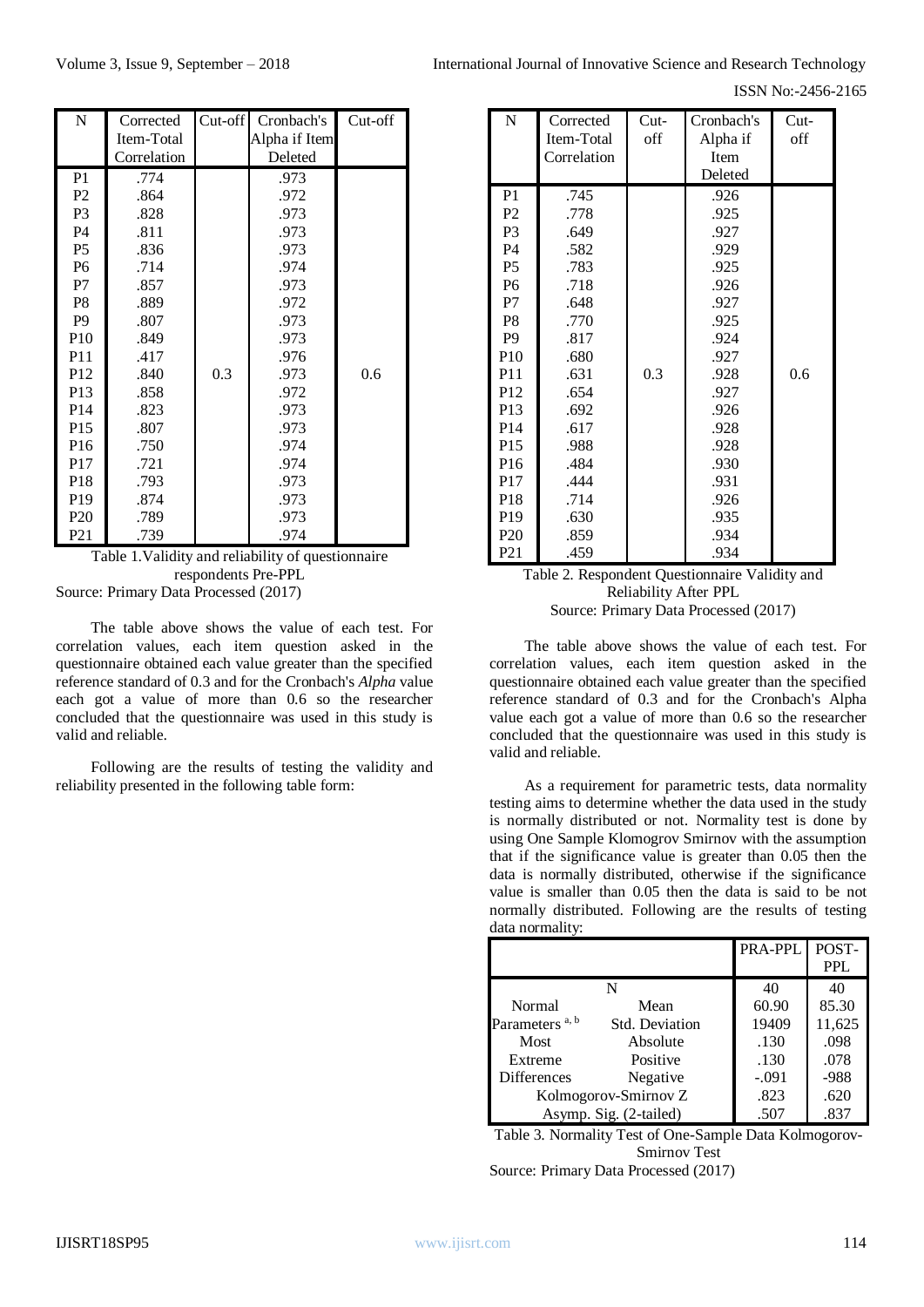| N | Corrected Item-Total Correlation | Cut-off | Cronbach's Alpha if Item Deleted | Cut-off |
|---|---|---|---|---|
| P1 | .774 | | .973 | |
| P2 | .864 | | .972 | |
| P3 | .828 | | .973 | |
| P4 | .811 | | .973 | |
| P5 | .836 | | .973 | |
| P6 | .714 | | .974 | |
| P7 | .857 | | .973 | |
| P8 | .889 | | .972 | |
| P9 | .807 | | .973 | |
| P10 | .849 | | .973 | |
| P11 | .417 | | .976 | |
| P12 | .840 | 0.3 | .973 | 0.6 |
| P13 | .858 | | .972 | |
| P14 | .823 | | .973 | |
| P15 | .807 | | .973 | |
| P16 | .750 | | .974 | |
| P17 | .721 | | .974 | |
| P18 | .793 | | .973 | |
| P19 | .874 | | .973 | |
| P20 | .789 | | .973 | |
| P21 | .739 | | .974 | |

Table 1.Validity and reliability of questionnaire respondents Pre-PPL

Source: Primary Data Processed (2017)

The table above shows the value of each test. For correlation values, each item question asked in the questionnaire obtained each value greater than the specified reference standard of 0.3 and for the Cronbach's *Alpha* value each got a value of more than 0.6 so the researcher concluded that the questionnaire was used in this study is valid and reliable.

Following are the results of testing the validity and reliability presented in the following table form:

| N | Corrected Item-Total Correlation | Cut-off | Cronbach's Alpha if Item Deleted | Cut-off |
|---|---|---|---|---|
| P1 | .745 | | .926 | |
| P2 | .778 | | .925 | |
| P3 | .649 | | .927 | |
| P4 | .582 | | .929 | |
| P5 | .783 | | .925 | |
| P6 | .718 | | .926 | |
| P7 | .648 | | .927 | |
| P8 | .770 | | .925 | |
| P9 | .817 | | .924 | |
| P10 | .680 | | .927 | |
| P11 | .631 | 0.3 | .928 | 0.6 |
| P12 | .654 | | .927 | |
| P13 | .692 | | .926 | |
| P14 | .617 | | .928 | |
| P15 | .988 | | .928 | |
| P16 | .484 | | .930 | |
| P17 | .444 | | .931 | |
| P18 | .714 | | .926 | |
| P19 | .630 | | .935 | |
| P20 | .859 | | .934 | |
| P21 | .459 | | .934 | |

Table 2. Respondent Questionnaire Validity and Reliability After PPL

Source: Primary Data Processed (2017)

The table above shows the value of each test. For correlation values, each item question asked in the questionnaire obtained each value greater than the specified reference standard of 0.3 and for the Cronbach's Alpha value each got a value of more than 0.6 so the researcher concluded that the questionnaire was used in this study is valid and reliable.

As a requirement for parametric tests, data normality testing aims to determine whether the data used in the study is normally distributed or not. Normality test is done by using One Sample Klomogrov Smirnov with the assumption that if the significance value is greater than 0.05 then the data is normally distributed, otherwise if the significance value is smaller than 0.05 then the data is said to be not normally distributed. Following are the results of testing data normality:

| | | PRA-PPL | POST-PPL |
|---|---|---|---|
| N | | 40 | 40 |
| Normal Parameters [a, b] | Mean | 60.90 | 85.30 |
| | Std. Deviation | 19409 | 11,625 |
| Most Extreme Differences | Absolute | .130 | .098 |
| | Positive | .130 | .078 |
| | Negative | -.091 | -988 |
| Kolmogorov-Smirnov Z | | .823 | .620 |
| Asymp. Sig. (2-tailed) | | .507 | .837 |

Table 3. Normality Test of One-Sample Data Kolmogorov-Smirnov Test

Source: Primary Data Processed (2017)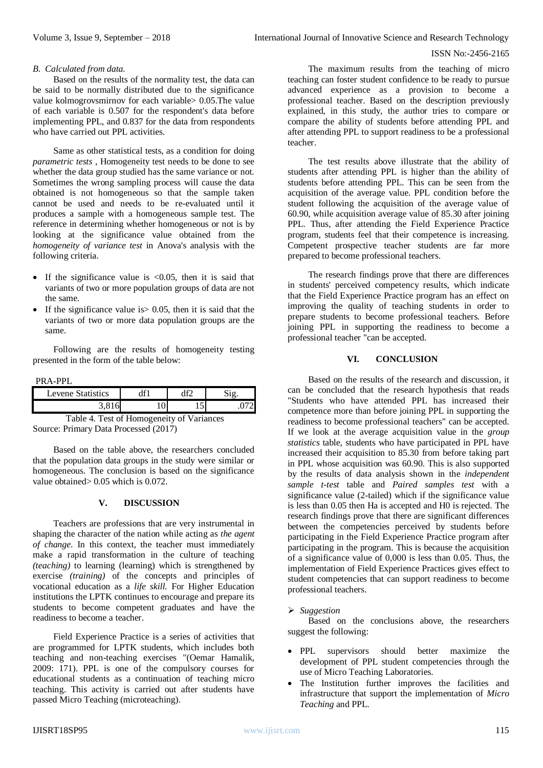*B. Calculated from data.*

Based on the results of the normality test, the data can be said to be normally distributed due to the significance value kolmogrovsmirnov for each variable> 0.05.The value of each variable is 0.507 for the respondent's data before implementing PPL, and 0.837 for the data from respondents who have carried out PPL activities.

Same as other statistical tests, as a condition for doing *parametric tests* , Homogeneity test needs to be done to see whether the data group studied has the same variance or not. Sometimes the wrong sampling process will cause the data obtained is not homogeneous so that the sample taken cannot be used and needs to be re-evaluated until it produces a sample with a homogeneous sample test. The reference in determining whether homogeneous or not is by looking at the significance value obtained from the *homogeneity of variance test* in Anova's analysis with the following criteria.

- If the significance value is <0.05, then it is said that variants of two or more population groups of data are not the same.
- If the significance value is> 0.05, then it is said that the variants of two or more data population groups are the same.

Following are the results of homogeneity testing presented in the form of the table below:

PRA-PPL

| Levene Statistics | df1 | df2 | Sig. |
|---|---|---|---|
| 3,816 | 10 | 15 | .072 |

Table 4. Test of Homogeneity of Variances
Source: Primary Data Processed (2017)

Based on the table above, the researchers concluded that the population data groups in the study were similar or homogeneous. The conclusion is based on the significance value obtained> 0.05 which is 0.072.

## V. DISCUSSION

Teachers are professions that are very instrumental in shaping the character of the nation while acting as *the agent of change.* In this context, the teacher must immediately make a rapid transformation in the culture of teaching *(teaching)* to learning (learning) which is strengthened by exercise *(training)* of the concepts and principles of vocational education as a *life skill.* For Higher Education institutions the LPTK continues to encourage and prepare its students to become competent graduates and have the readiness to become a teacher.

Field Experience Practice is a series of activities that are programmed for LPTK students, which includes both teaching and non-teaching exercises "(Oemar Hamalik, 2009: 171). PPL is one of the compulsory courses for educational students as a continuation of teaching micro teaching. This activity is carried out after students have passed Micro Teaching (microteaching).

The maximum results from the teaching of micro teaching can foster student confidence to be ready to pursue advanced experience as a provision to become a professional teacher. Based on the description previously explained, in this study, the author tries to compare or compare the ability of students before attending PPL and after attending PPL to support readiness to be a professional teacher.

The test results above illustrate that the ability of students after attending PPL is higher than the ability of students before attending PPL. This can be seen from the acquisition of the average value. PPL condition before the student following the acquisition of the average value of 60.90, while acquisition average value of 85.30 after joining PPL. Thus, after attending the Field Experience Practice program, students feel that their competence is increasing. Competent prospective teacher students are far more prepared to become professional teachers.

The research findings prove that there are differences in students' perceived competency results, which indicate that the Field Experience Practice program has an effect on improving the quality of teaching students in order to prepare students to become professional teachers. Before joining PPL in supporting the readiness to become a professional teacher "can be accepted.

## VI. CONCLUSION

Based on the results of the research and discussion, it can be concluded that the research hypothesis that reads "Students who have attended PPL has increased their competence more than before joining PPL in supporting the readiness to become professional teachers" can be accepted. If we look at the average acquisition value in the *group statistics* table, students who have participated in PPL have increased their acquisition to 85.30 from before taking part in PPL whose acquisition was 60.90. This is also supported by the results of data analysis shown in the *independent sample t-test* table and *Paired samples test* with a significance value (2-tailed) which if the significance value is less than 0.05 then Ha is accepted and H0 is rejected. The research findings prove that there are significant differences between the competencies perceived by students before participating in the Field Experience Practice program after participating in the program. This is because the acquisition of a significance value of 0,000 is less than 0.05. Thus, the implementation of Field Experience Practices gives effect to student competencies that can support readiness to become professional teachers.

- *Suggestion*

Based on the conclusions above, the researchers suggest the following:

- PPL supervisors should better maximize the development of PPL student competencies through the use of Micro Teaching Laboratories.
- The Institution further improves the facilities and infrastructure that support the implementation of *Micro Teaching* and PPL.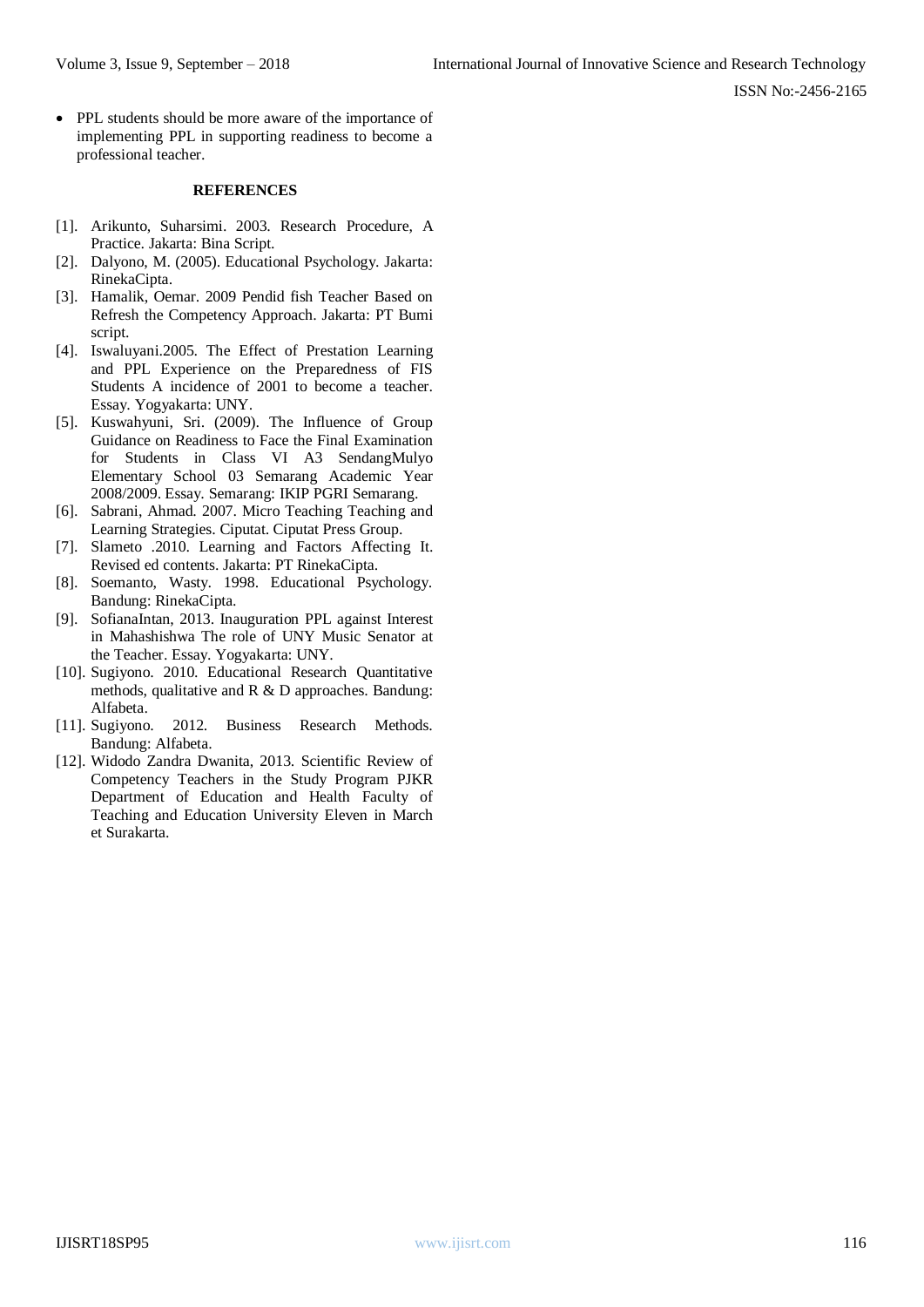- PPL students should be more aware of the importance of implementing PPL in supporting readiness to become a professional teacher.

## REFERENCES

[1]. Arikunto, Suharsimi. 2003. Research Procedure, A Practice. Jakarta: Bina Script.

[2]. Dalyono, M. (2005). Educational Psychology. Jakarta: RinekaCipta.

[3]. Hamalik, Oemar. 2009 Pendid fish Teacher Based on Refresh the Competency Approach. Jakarta: PT Bumi script.

[4]. Iswaluyani.2005. The Effect of Prestation Learning and PPL Experience on the Preparedness of FIS Students A incidence of 2001 to become a teacher. Essay. Yogyakarta: UNY.

[5]. Kuswahyuni, Sri. (2009). The Influence of Group Guidance on Readiness to Face the Final Examination for Students in Class VI A3 SendangMulyo Elementary School 03 Semarang Academic Year 2008/2009. Essay. Semarang: IKIP PGRI Semarang.

[6]. Sabrani, Ahmad. 2007. Micro Teaching Teaching and Learning Strategies. Ciputat. Ciputat Press Group.

[7]. Slameto .2010. Learning and Factors Affecting It. Revised ed contents. Jakarta: PT RinekaCipta.

[8]. Soemanto, Wasty. 1998. Educational Psychology. Bandung: RinekaCipta.

[9]. SofianaIntan, 2013. Inauguration PPL against Interest in Mahashishwa The role of UNY Music Senator at the Teacher. Essay. Yogyakarta: UNY.

[10]. Sugiyono. 2010. Educational Research Quantitative methods, qualitative and R & D approaches. Bandung: Alfabeta.

[11]. Sugiyono. 2012. Business Research Methods. Bandung: Alfabeta.

[12]. Widodo Zandra Dwanita, 2013. Scientific Review of Competency Teachers in the Study Program PJKR Department of Education and Health Faculty of Teaching and Education University Eleven in March et Surakarta.